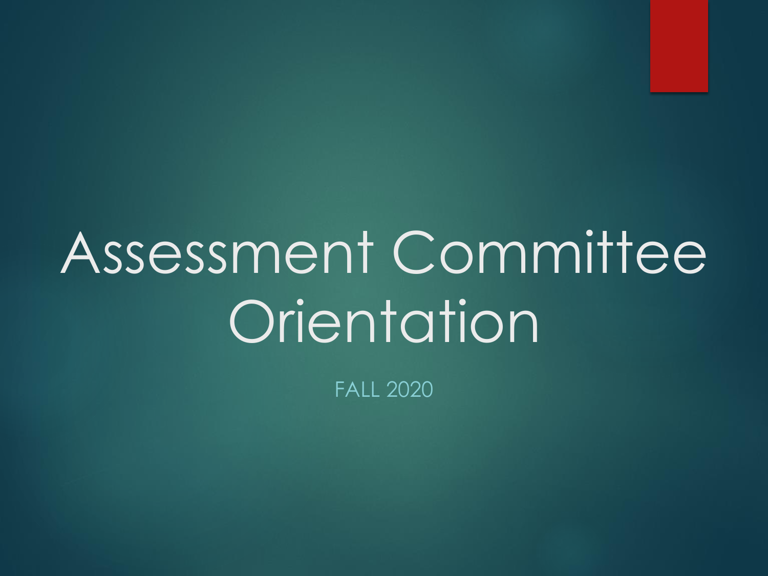# Assessment Committee Orientation

FALL 2020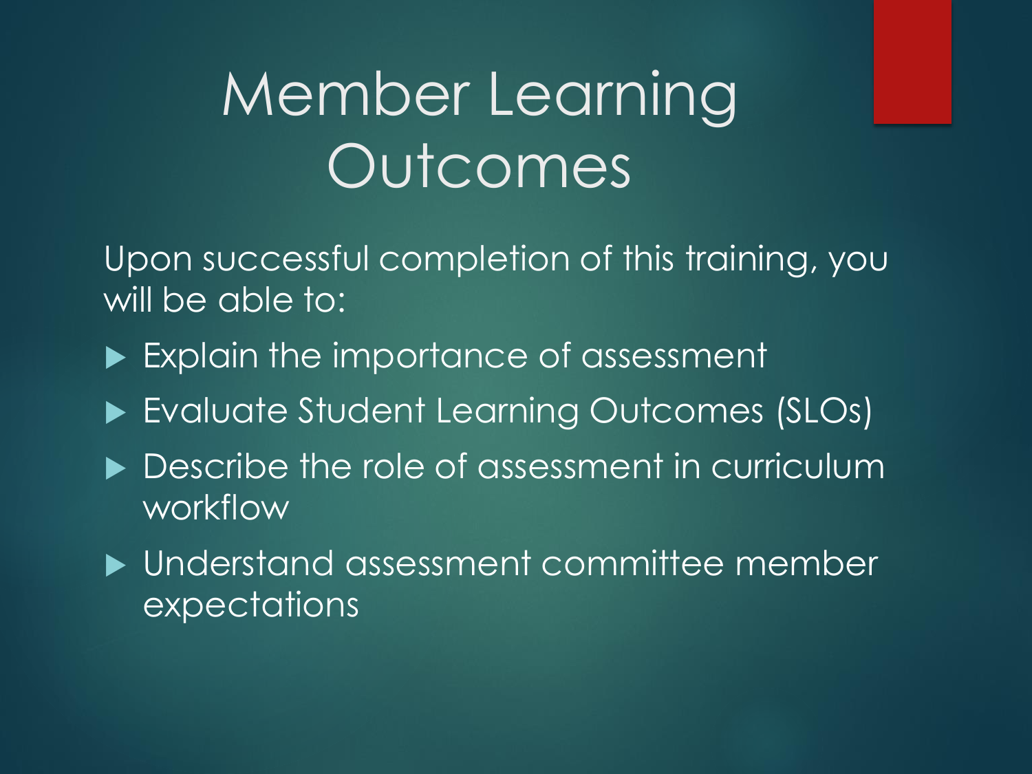# Member Learning Outcomes

Upon successful completion of this training, you will be able to:

- Explain the importance of assessment
- Evaluate Student Learning Outcomes (SLOs)
- Describe the role of assessment in curriculum workflow
- Understand assessment committee member expectations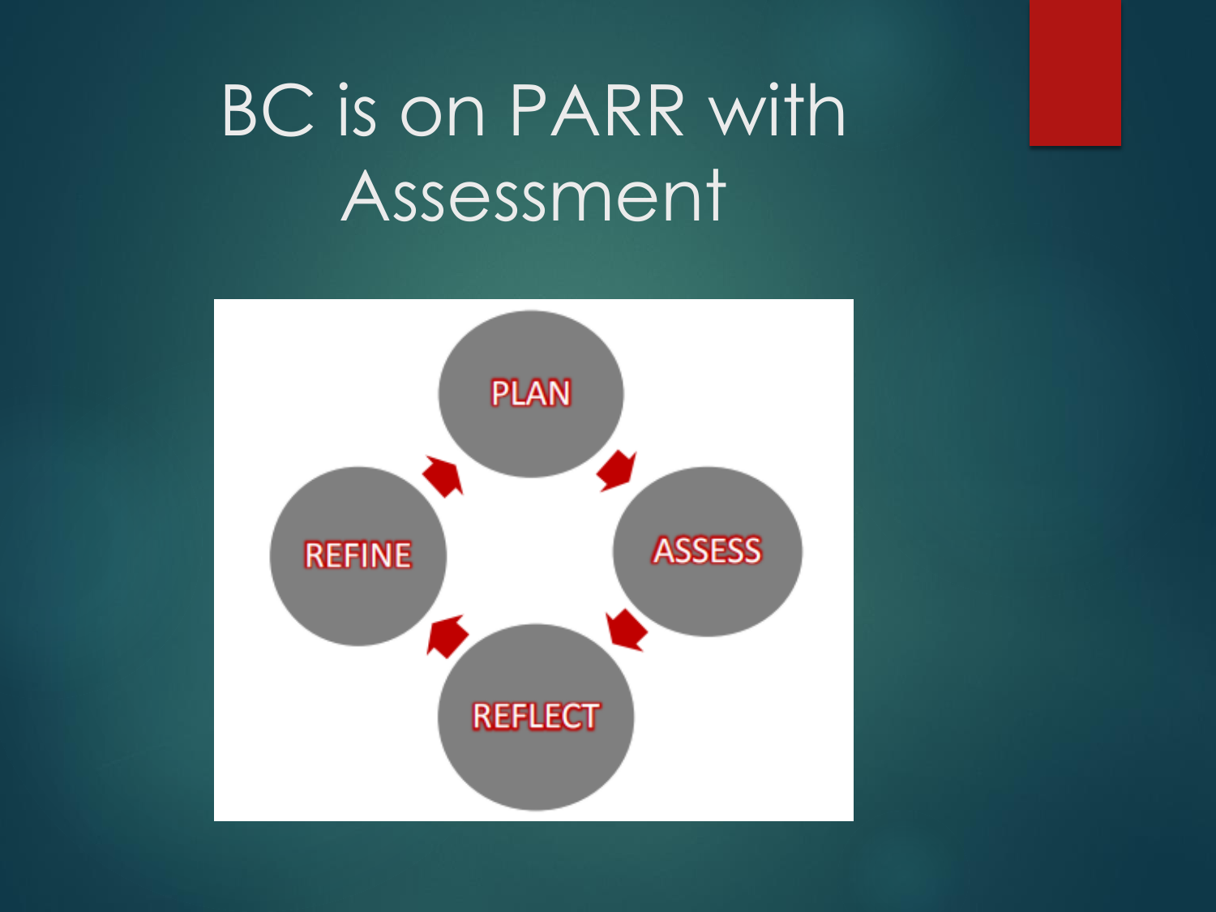# BC is on PARR with Assessment

PLAN

ASSESS

REFLECT

REFINE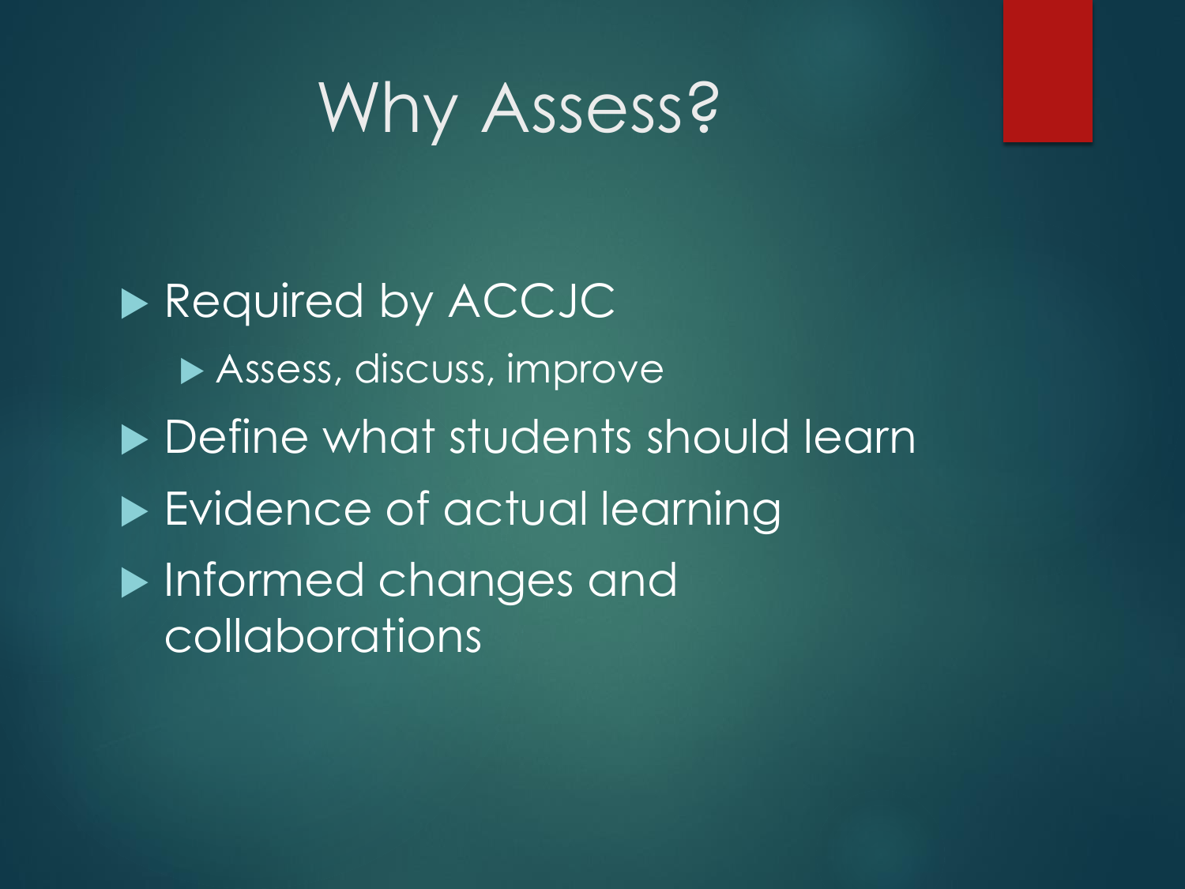# Why Assess?

- Required by ACCJC
  - Assess, discuss, improve
- Define what students should learn
- Evidence of actual learning
- Informed changes and collaborations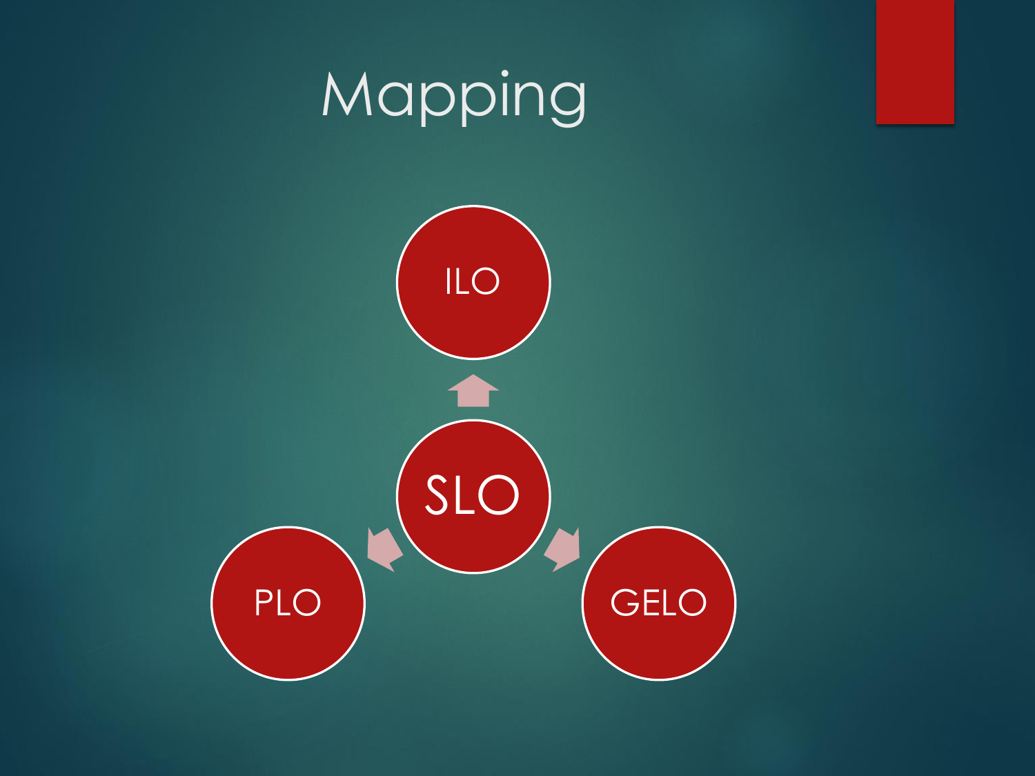# Mapping

SLO

ILO

PLO

GELO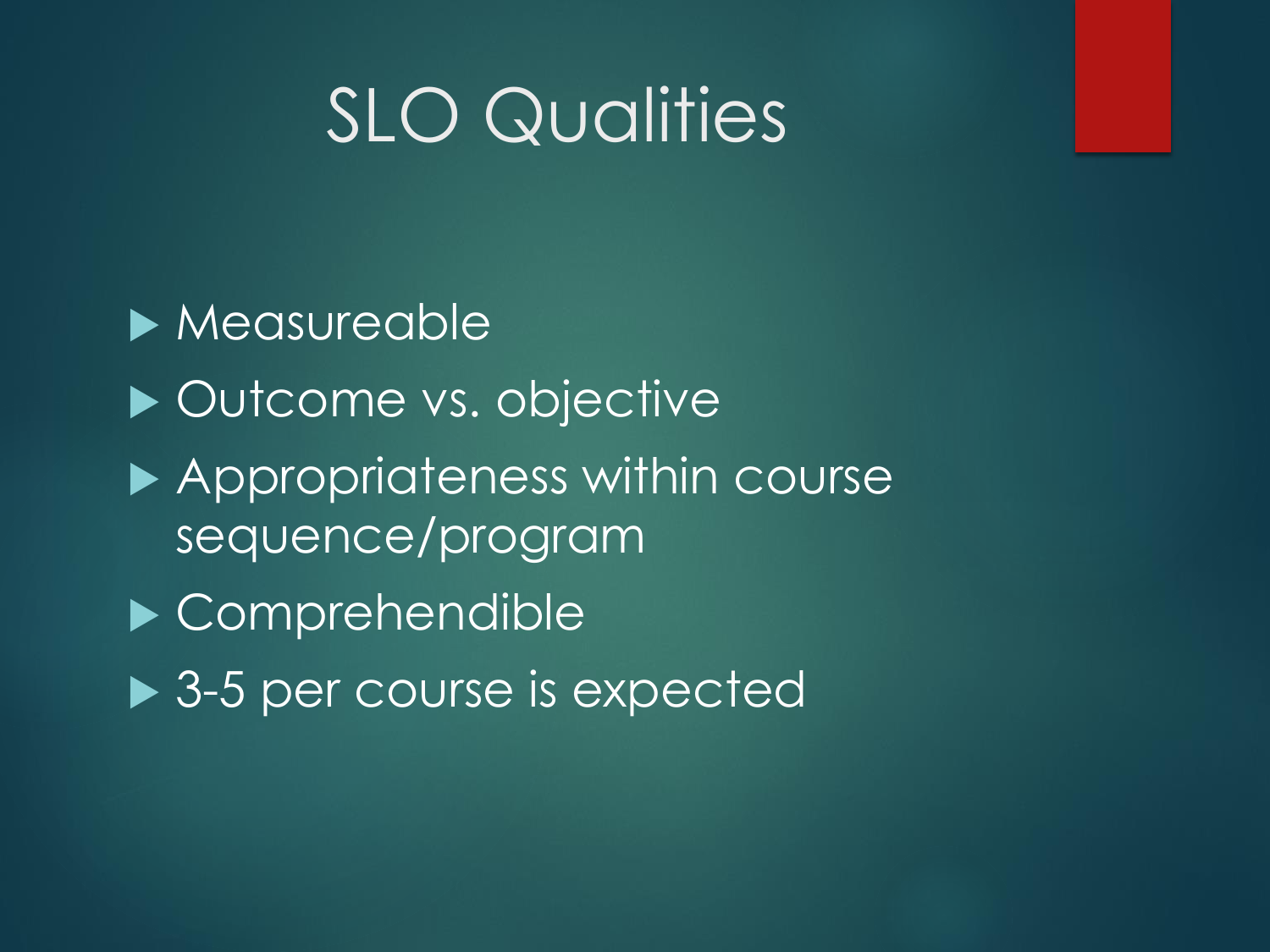# SLO Qualities

- Measureable
- Outcome vs. objective
- Appropriateness within course sequence/program
- Comprehendible
- 3-5 per course is expected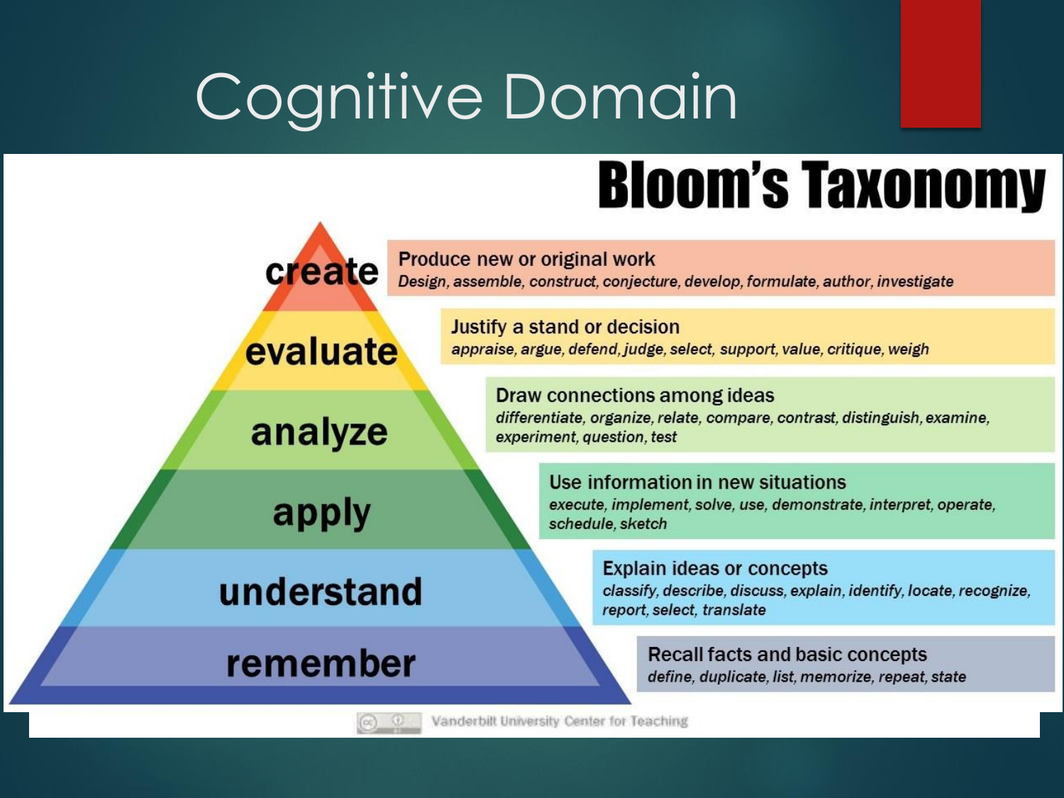# Cognitive Domain

## Bloom's Taxonomy

- **create** — Produce new or original work
  *Design, assemble, construct, conjecture, develop, formulate, author, investigate*
- **evaluate** — Justify a stand or decision
  *appraise, argue, defend, judge, select, support, value, critique, weigh*
- **analyze** — Draw connections among ideas
  *differentiate, organize, relate, compare, contrast, distinguish, examine, experiment, question, test*
- **apply** — Use information in new situations
  *execute, implement, solve, use, demonstrate, interpret, operate, schedule, sketch*
- **understand** — Explain ideas or concepts
  *classify, describe, discuss, explain, identify, locate, recognize, report, select, translate*
- **remember** — Recall facts and basic concepts
  *define, duplicate, list, memorize, repeat, state*

Vanderbilt University Center for Teaching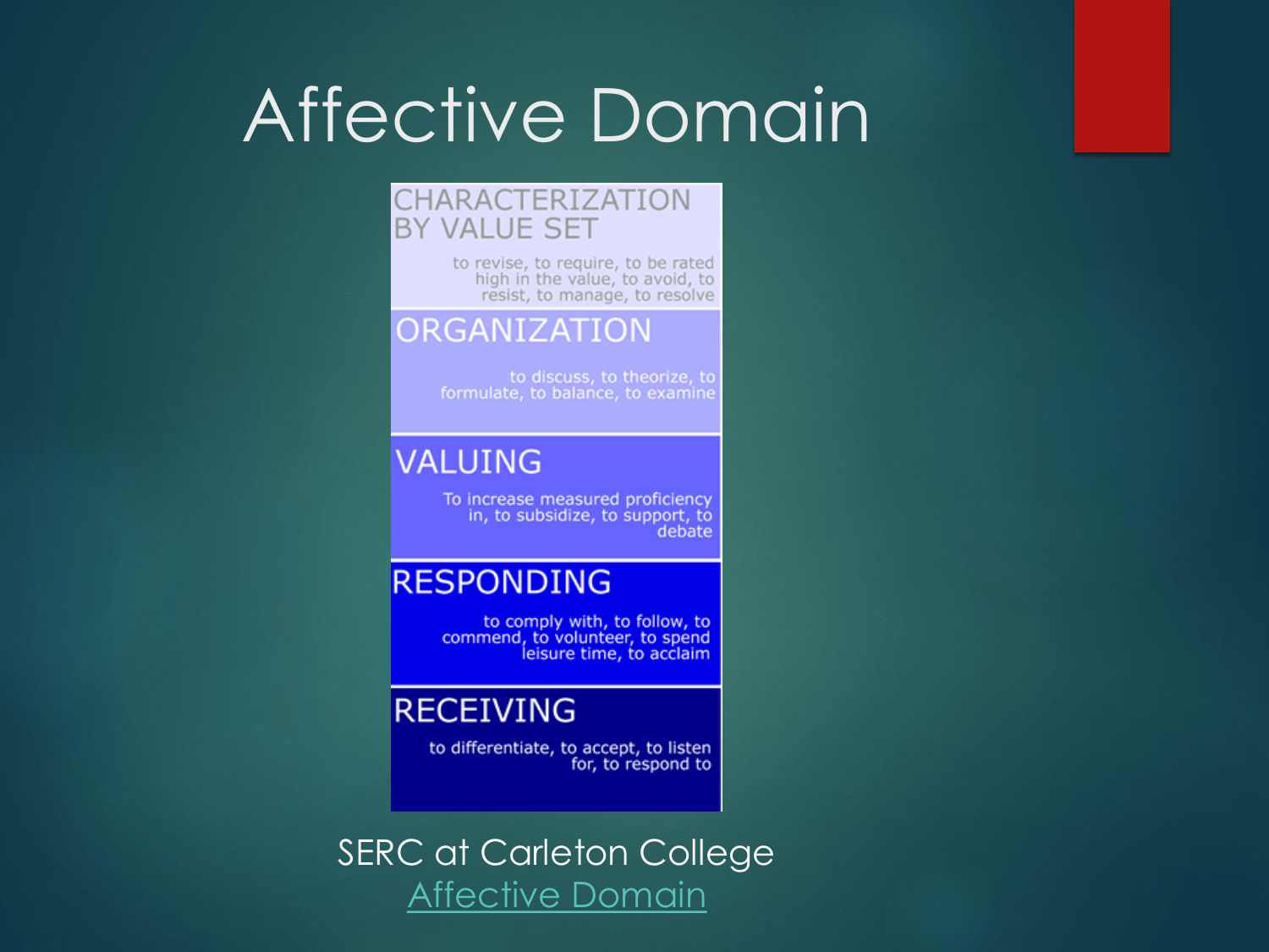# Affective Domain

**CHARACTERIZATION BY VALUE SET**

to revise, to require, to be rated high in the value, to avoid, to resist, to manage, to resolve

**ORGANIZATION**

to discuss, to theorize, to formulate, to balance, to examine

**VALUING**

To increase measured proficiency in, to subsidize, to support, to debate

**RESPONDING**

to comply with, to follow, to commend, to volunteer, to spend leisure time, to acclaim

**RECEIVING**

to differentiate, to accept, to listen for, to respond to

SERC at Carleton College
Affective Domain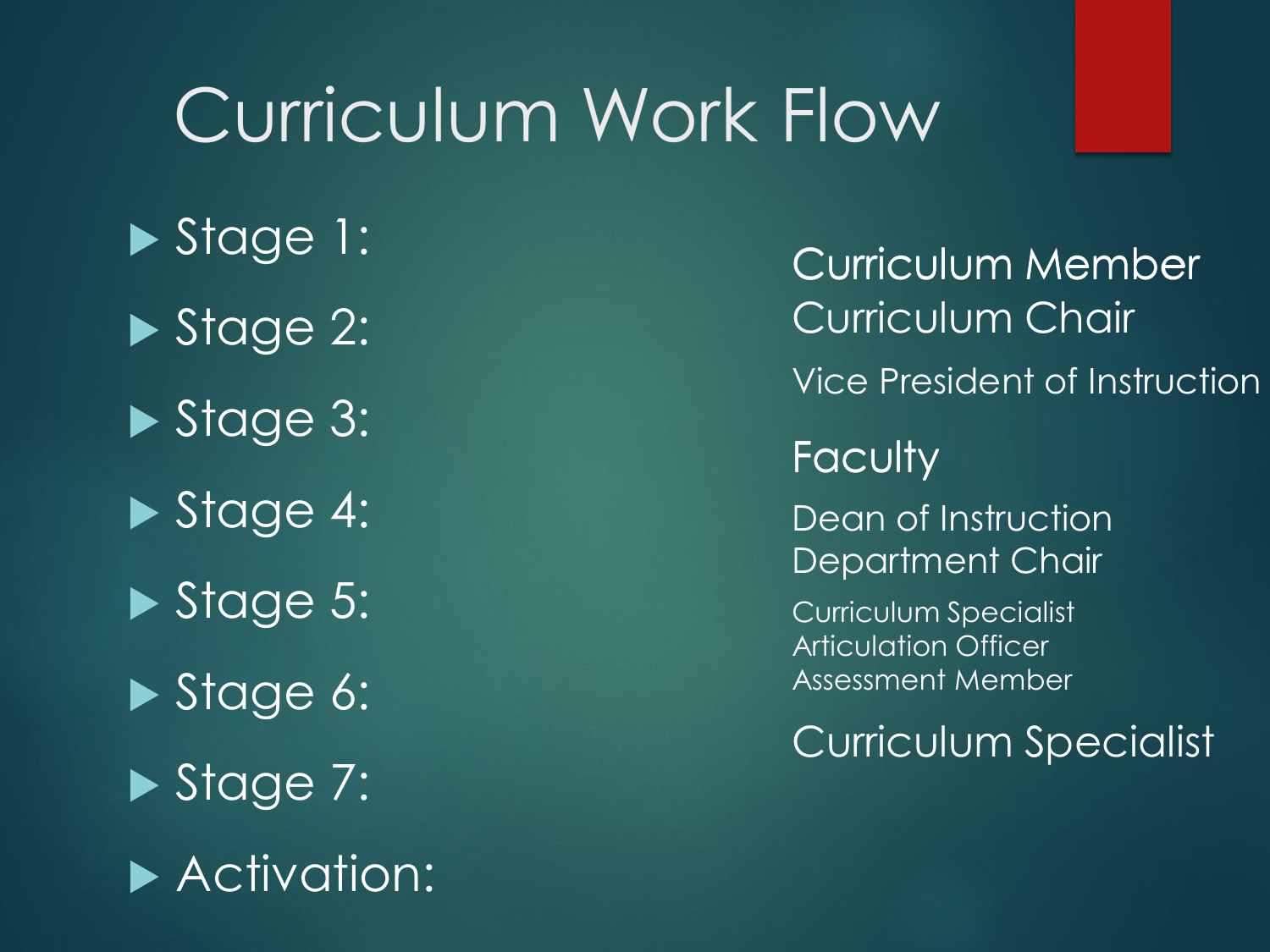# Curriculum Work Flow

- Stage 1:
- Stage 2:
- Stage 3:
- Stage 4:
- Stage 5:
- Stage 6:
- Stage 7:
- Activation:

Curriculum Member
Curriculum Chair

Vice President of Instruction

Faculty

Dean of Instruction
Department Chair

Curriculum Specialist
Articulation Officer
Assessment Member

Curriculum Specialist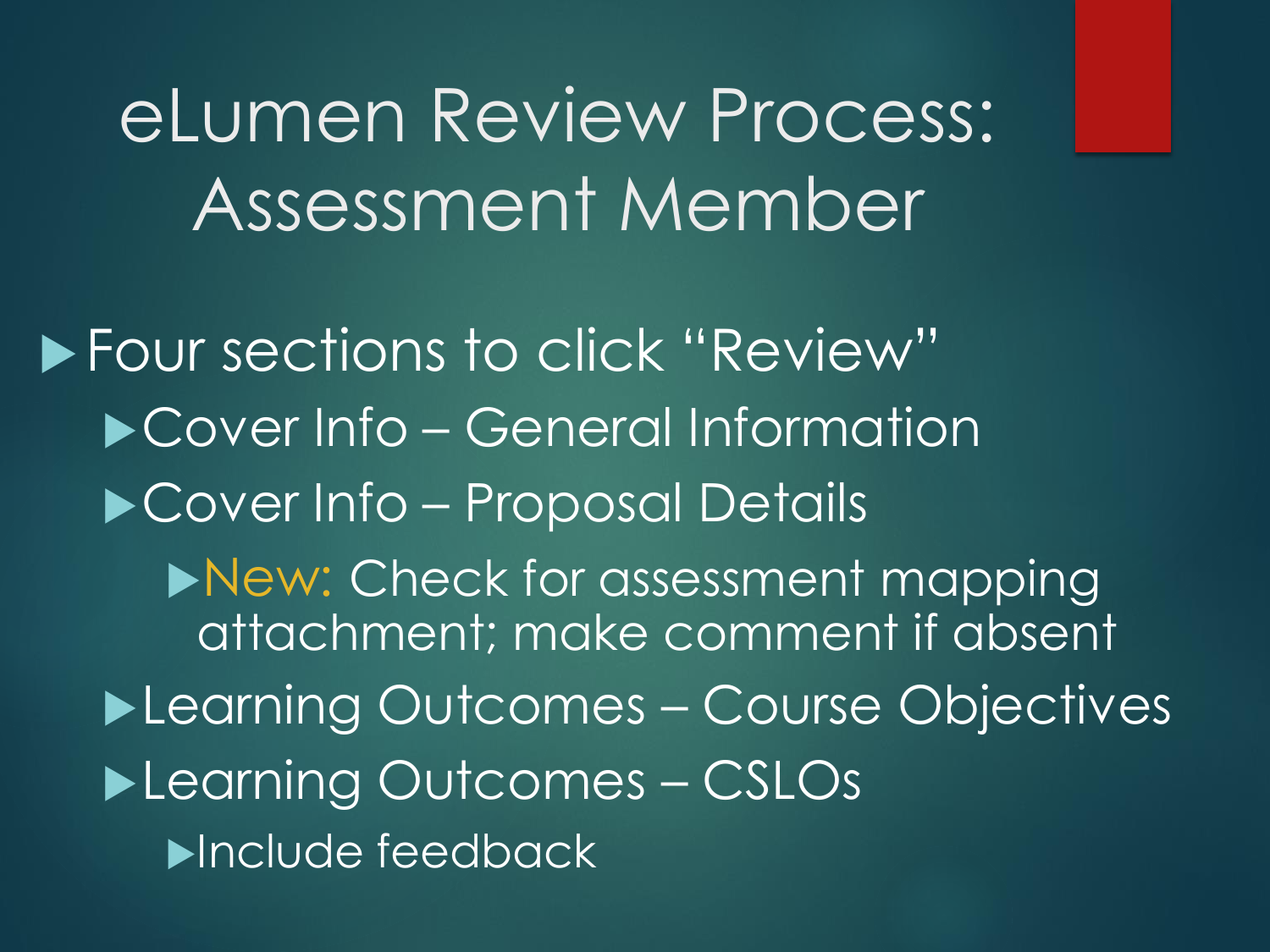# eLumen Review Process: Assessment Member

- Four sections to click "Review"
  - Cover Info – General Information
  - Cover Info – Proposal Details
    - New: Check for assessment mapping attachment; make comment if absent
  - Learning Outcomes – Course Objectives
  - Learning Outcomes – CSLOs
    - Include feedback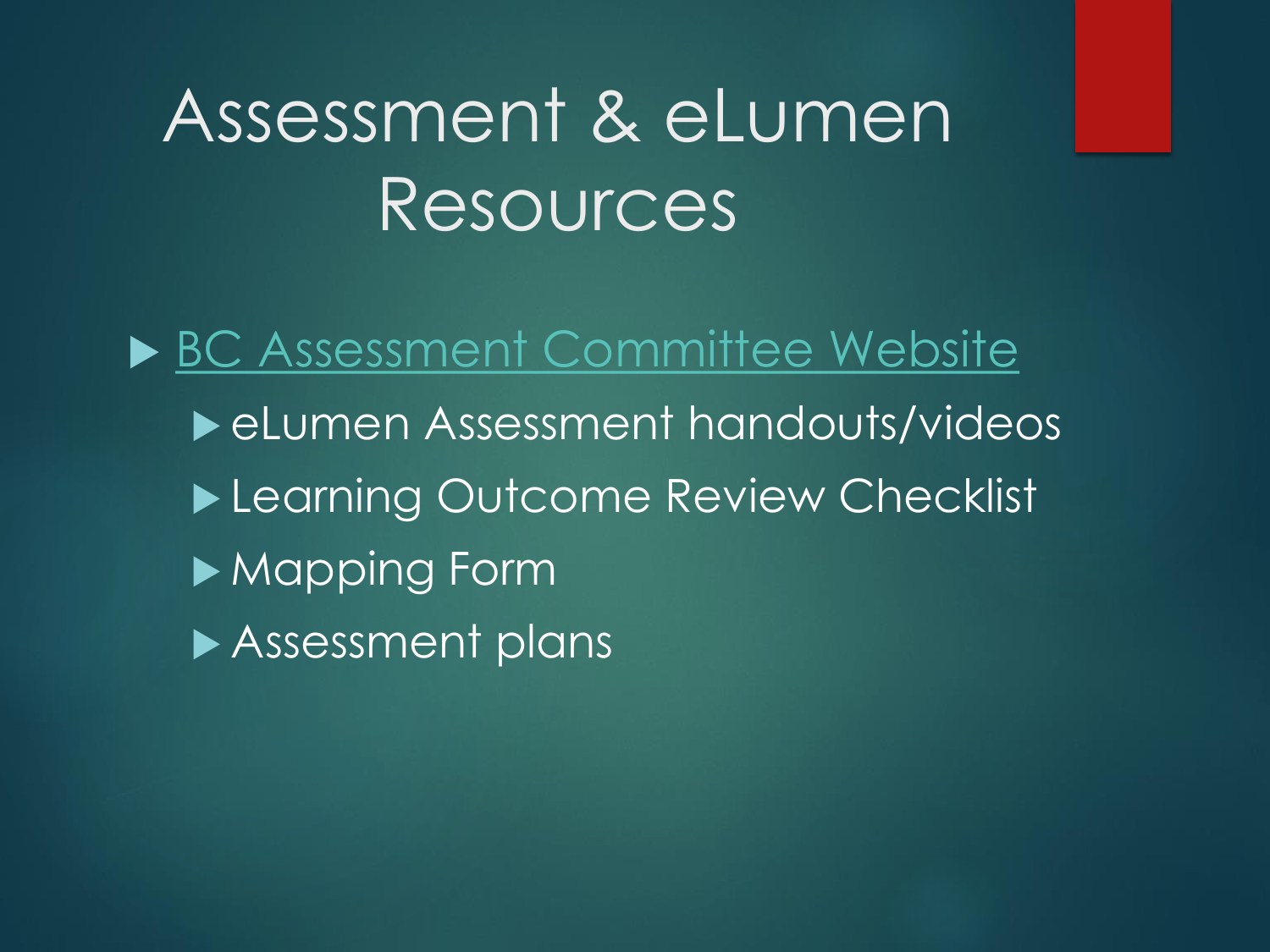# Assessment & eLumen Resources

- BC Assessment Committee Website
  - eLumen Assessment handouts/videos
  - Learning Outcome Review Checklist
  - Mapping Form
  - Assessment plans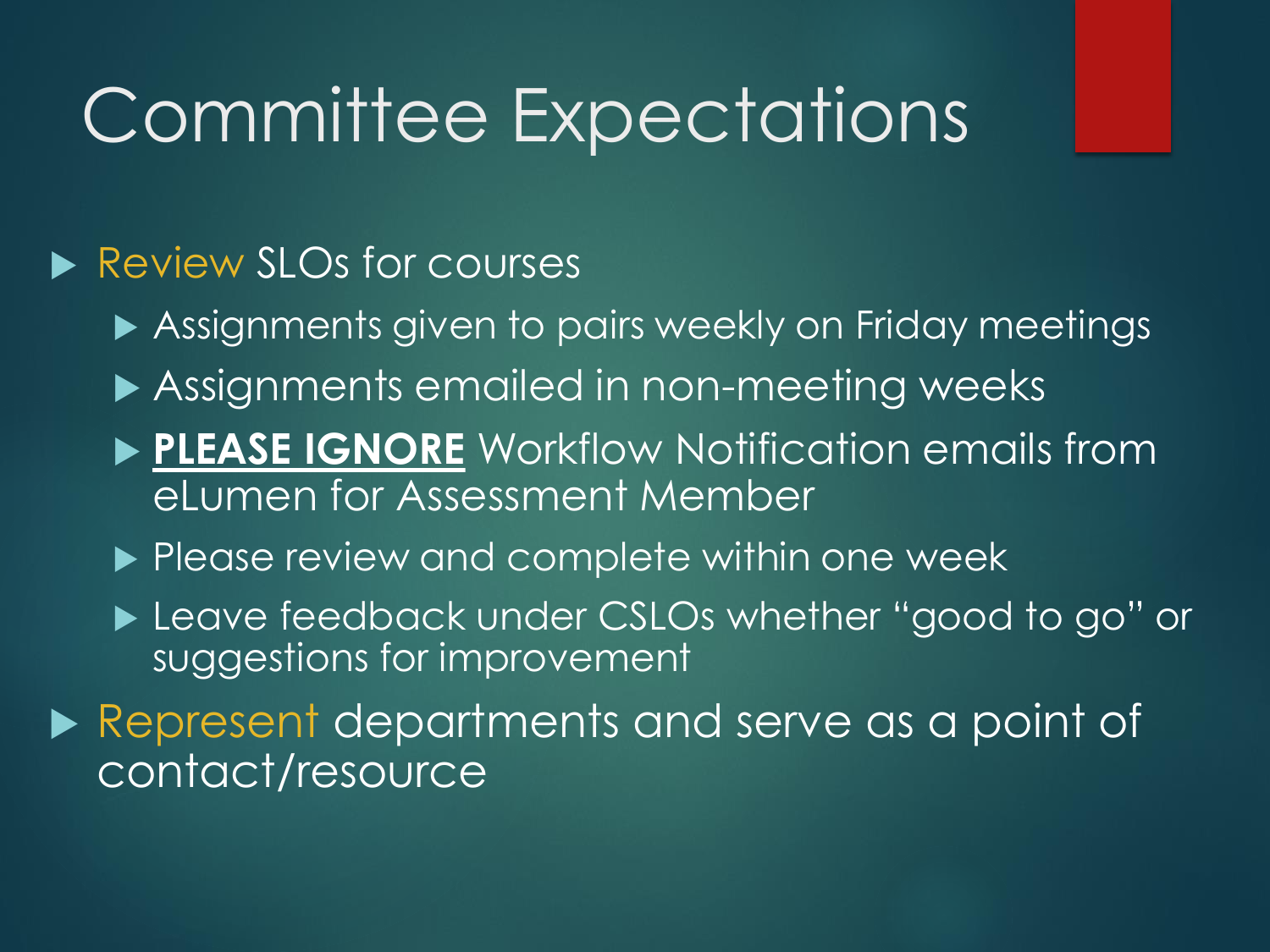# Committee Expectations

- Review SLOs for courses
  - Assignments given to pairs weekly on Friday meetings
  - Assignments emailed in non-meeting weeks
  - **PLEASE IGNORE** Workflow Notification emails from eLumen for Assessment Member
  - Please review and complete within one week
  - Leave feedback under CSLOs whether "good to go" or suggestions for improvement
- Represent departments and serve as a point of contact/resource